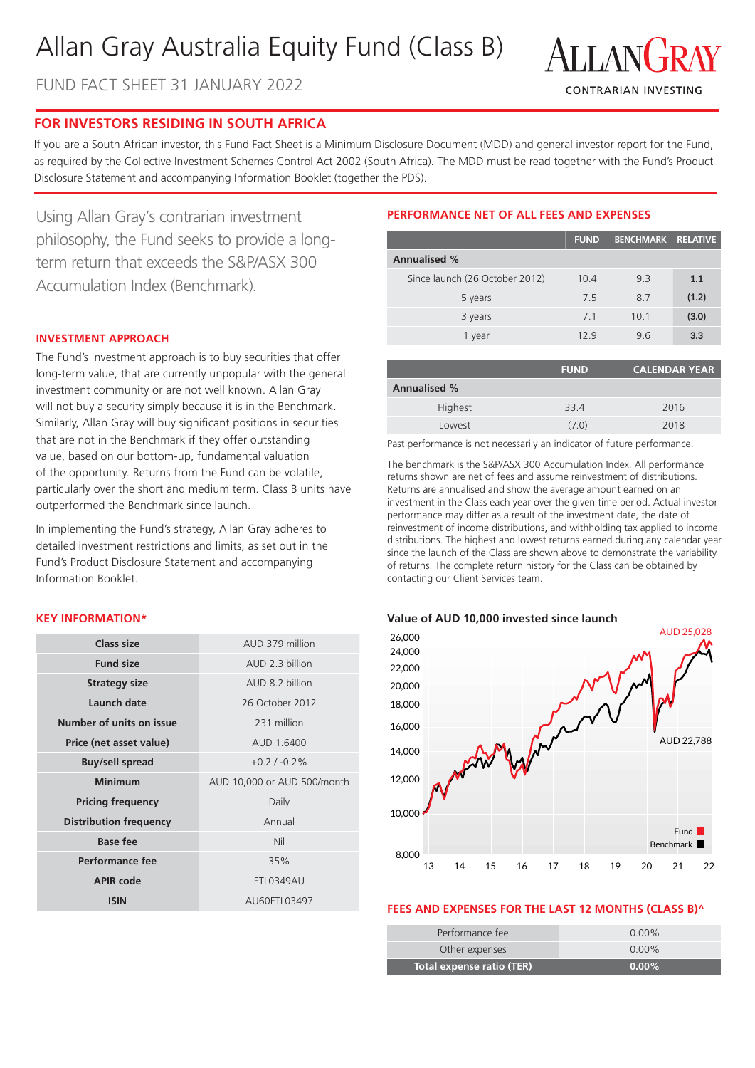# Allan Gray Australia Equity Fund (Class B)

FUND FACT SHEET 31 JANUARY 2022

ALLANGRAY
CONTRARIAN INVESTING

## FOR INVESTORS RESIDING IN SOUTH AFRICA

If you are a South African investor, this Fund Fact Sheet is a Minimum Disclosure Document (MDD) and general investor report for the Fund, as required by the Collective Investment Schemes Control Act 2002 (South Africa). The MDD must be read together with the Fund's Product Disclosure Statement and accompanying Information Booklet (together the PDS).

Using Allan Gray's contrarian investment philosophy, the Fund seeks to provide a long-term return that exceeds the S&P/ASX 300 Accumulation Index (Benchmark).

### INVESTMENT APPROACH

The Fund's investment approach is to buy securities that offer long-term value, that are currently unpopular with the general investment community or are not well known. Allan Gray will not buy a security simply because it is in the Benchmark. Similarly, Allan Gray will buy significant positions in securities that are not in the Benchmark if they offer outstanding value, based on our bottom-up, fundamental valuation of the opportunity. Returns from the Fund can be volatile, particularly over the short and medium term. Class B units have outperformed the Benchmark since launch.

In implementing the Fund's strategy, Allan Gray adheres to detailed investment restrictions and limits, as set out in the Fund's Product Disclosure Statement and accompanying Information Booklet.

### KEY INFORMATION*

| | |
|---|---|
| **Class size** | AUD 379 million |
| **Fund size** | AUD 2.3 billion |
| **Strategy size** | AUD 8.2 billion |
| **Launch date** | 26 October 2012 |
| **Number of units on issue** | 231 million |
| **Price (net asset value)** | AUD 1.6400 |
| **Buy/sell spread** | +0.2 / -0.2% |
| **Minimum** | AUD 10,000 or AUD 500/month |
| **Pricing frequency** | Daily |
| **Distribution frequency** | Annual |
| **Base fee** | Nil |
| **Performance fee** | 35% |
| **APIR code** | ETL0349AU |
| **ISIN** | AU60ETL03497 |

### PERFORMANCE NET OF ALL FEES AND EXPENSES

| | FUND | BENCHMARK | RELATIVE |
|---|---|---|---|
| **Annualised %** | | | |
| Since launch (26 October 2012) | 10.4 | 9.3 | **1.1** |
| 5 years | 7.5 | 8.7 | **(1.2)** |
| 3 years | 7.1 | 10.1 | **(3.0)** |
| 1 year | 12.9 | 9.6 | **3.3** |

| | FUND | CALENDAR YEAR |
|---|---|---|
| **Annualised %** | | |
| Highest | 33.4 | 2016 |
| Lowest | (7.0) | 2018 |

Past performance is not necessarily an indicator of future performance.

The benchmark is the S&P/ASX 300 Accumulation Index. All performance returns shown are net of fees and assume reinvestment of distributions. Returns are annualised and show the average amount earned on an investment in the Class each year over the given time period. Actual investor performance may differ as a result of the investment date, the date of reinvestment of income distributions, and withholding tax applied to income distributions. The highest and lowest returns earned during any calendar year since the launch of the Class are shown above to demonstrate the variability of returns. The complete return history for the Class can be obtained by contacting our Client Services team.

**Value of AUD 10,000 invested since launch**

Fund: AUD 25,028
Benchmark: AUD 22,788

### FEES AND EXPENSES FOR THE LAST 12 MONTHS (CLASS B)^

| | |
|---|---|
| Performance fee | 0.00% |
| Other expenses | 0.00% |
| **Total expense ratio (TER)** | **0.00%** |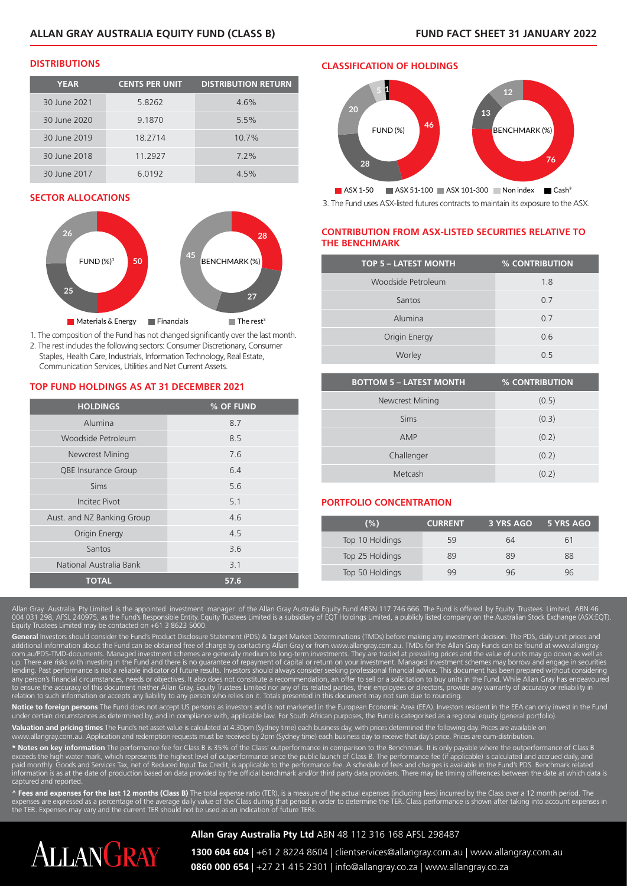## DISTRIBUTIONS

| YEAR | CENTS PER UNIT | DISTRIBUTION RETURN |
|---|---|---|
| 30 June 2021 | 5.8262 | 4.6% |
| 30 June 2020 | 9.1870 | 5.5% |
| 30 June 2019 | 18.2714 | 10.7% |
| 30 June 2018 | 11.2927 | 7.2% |
| 30 June 2017 | 6.0192 | 4.5% |

## SECTOR ALLOCATIONS

FUND (%)[1]

50

25

26

BENCHMARK (%)

28

27

45

Materials & Energy | Financials | The rest[2]

1. The composition of the Fund has not changed significantly over the last month.
2. The rest includes the following sectors: Consumer Discretionary, Consumer Staples, Health Care, Industrials, Information Technology, Real Estate, Communication Services, Utilities and Net Current Assets.

## TOP FUND HOLDINGS AS AT 31 DECEMBER 2021

| HOLDINGS | % OF FUND |
|---|---|
| Alumina | 8.7 |
| Woodside Petroleum | 8.5 |
| Newcrest Mining | 7.6 |
| QBE Insurance Group | 6.4 |
| Sims | 5.6 |
| Incitec Pivot | 5.1 |
| Aust. and NZ Banking Group | 4.6 |
| Origin Energy | 4.5 |
| Santos | 3.6 |
| National Australia Bank | 3.1 |
| **TOTAL** | **57.6** |

## CLASSIFICATION OF HOLDINGS

FUND (%)

46

28

20

5

1

BENCHMARK (%)

76

13

12

ASX 1-50 | ASX 51-100 | ASX 101-300 | Non index | Cash[3]

3. The Fund uses ASX-listed futures contracts to maintain its exposure to the ASX.

## CONTRIBUTION FROM ASX-LISTED SECURITIES RELATIVE TO THE BENCHMARK

| TOP 5 – LATEST MONTH | % CONTRIBUTION |
|---|---|
| Woodside Petroleum | 1.8 |
| Santos | 0.7 |
| Alumina | 0.7 |
| Origin Energy | 0.6 |
| Worley | 0.5 |

| BOTTOM 5 – LATEST MONTH | % CONTRIBUTION |
|---|---|
| Newcrest Mining | (0.5) |
| Sims | (0.3) |
| AMP | (0.2) |
| Challenger | (0.2) |
| Metcash | (0.2) |

## PORTFOLIO CONCENTRATION

| (%) | CURRENT | 3 YRS AGO | 5 YRS AGO |
|---|---|---|---|
| Top 10 Holdings | 59 | 64 | 61 |
| Top 25 Holdings | 89 | 89 | 88 |
| Top 50 Holdings | 99 | 96 | 96 |

Allan Gray Australia Pty Limited is the appointed investment manager of the Allan Gray Australia Equity Fund ARSN 117 746 666. The Fund is offered by Equity Trustees Limited, ABN 46 004 031 298, AFSL 240975, as the Fund's Responsible Entity. Equity Trustees Limited is a subsidiary of EQT Holdings Limited, a publicly listed company on the Australian Stock Exchange (ASX:EQT). Equity Trustees Limited may be contacted on +61 3 8623 5000.

**General** Investors should consider the Fund's Product Disclosure Statement (PDS) & Target Market Determinations (TMDs) before making any investment decision. The PDS, daily unit prices and additional information about the Fund can be obtained free of charge by contacting Allan Gray or from www.allangray.com.au. TMDs for the Allan Gray Funds can be found at www.allangray.com.au/PDS-TMD-documents. Managed investment schemes are generally medium to long-term investments. They are traded at prevailing prices and the value of units may go down as well as up. There are risks with investing in the Fund and there is no guarantee of repayment of capital or return on your investment. Managed investment schemes may borrow and engage in securities lending. Past performance is not a reliable indicator of future results. Investors should always consider seeking professional financial advice. This document has been prepared without considering any person's financial circumstances, needs or objectives. It also does not constitute a recommendation, an offer to sell or a solicitation to buy units in the Fund. While Allan Gray has endeavoured to ensure the accuracy of this document neither Allan Gray, Equity Trustees Limited nor any of its related parties, their employees or directors, provide any warranty of accuracy or reliability in relation to such information or accepts any liability to any person who relies on it. Totals presented in this document may not sum due to rounding.

**Notice to foreign persons** The Fund does not accept US persons as investors and is not marketed in the European Economic Area (EEA). Investors resident in the EEA can only invest in the Fund under certain circumstances as determined by, and in compliance with, applicable law. For South African purposes, the Fund is categorised as a regional equity (general portfolio).

**Valuation and pricing times** The Fund's net asset value is calculated at 4.30pm (Sydney time) each business day, with prices determined the following day. Prices are available on www.allangray.com.au. Application and redemption requests must be received by 2pm (Sydney time) each business day to receive that day's price. Prices are cum-distribution.

**\* Notes on key information** The performance fee for Class B is 35% of the Class' outperformance in comparison to the Benchmark. It is only payable where the outperformance of Class B exceeds the high water mark, which represents the highest level of outperformance since the public launch of Class B. The performance fee (if applicable) is calculated and accrued daily, and paid monthly. Goods and Services Tax, net of Reduced Input Tax Credit, is applicable to the performance fee. A schedule of fees and charges is available in the Fund's PDS. Benchmark related information is as at the date of production based on data provided by the official benchmark and/or third party data providers. There may be timing differences between the date at which data is captured and reported.

**^ Fees and expenses for the last 12 months (Class B)** The total expense ratio (TER), is a measure of the actual expenses (including fees) incurred by the Class over a 12 month period. The expenses are expressed as a percentage of the average daily value of the Class during that period in order to determine the TER. Class performance is shown after taking into account expenses in the TER. Expenses may vary and the current TER should not be used as an indication of future TERs.

ALLANGRAY

**Allan Gray Australia Pty Ltd** ABN 48 112 316 168 AFSL 298487

**1300 604 604** | +61 2 8224 8604 | clientservices@allangray.com.au | www.allangray.com.au

**0860 000 654** | +27 21 415 2301 | info@allangray.co.za | www.allangray.co.za